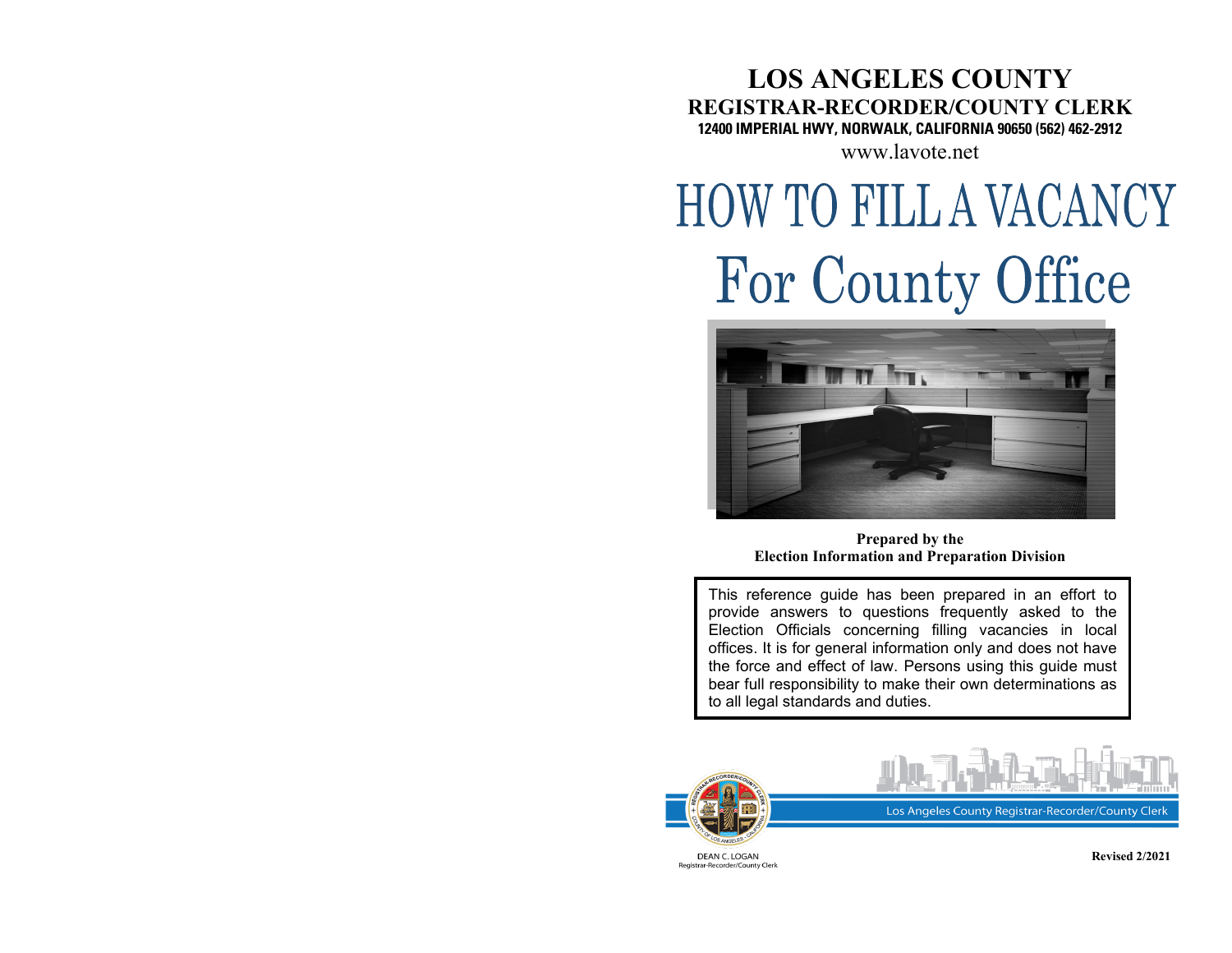# LOS ANGELES COUNTY

## REGISTRAR-RECORDER/COUNTY CLERK

**12400 IMPERIAL HWY, NORWALK, CALIFORNIA 90650 (562) 462-2912**

www.lavote.net

# HOW TO FILL A VACANCY For County Office

**Prepared by the Election Information and Preparation Division**

This reference guide has been prepared in an effort to provide answers to questions frequently asked to the Election Officials concerning filling vacancies in local offices. It is for general information only and does not have the force and effect of law. Persons using this guide must bear full responsibility to make their own determinations as to all legal standards and duties.

Los Angeles County Registrar-Recorder/County Clerk

DEAN C. LOGAN
Registrar-Recorder/County Clerk

**Revised 2/2021**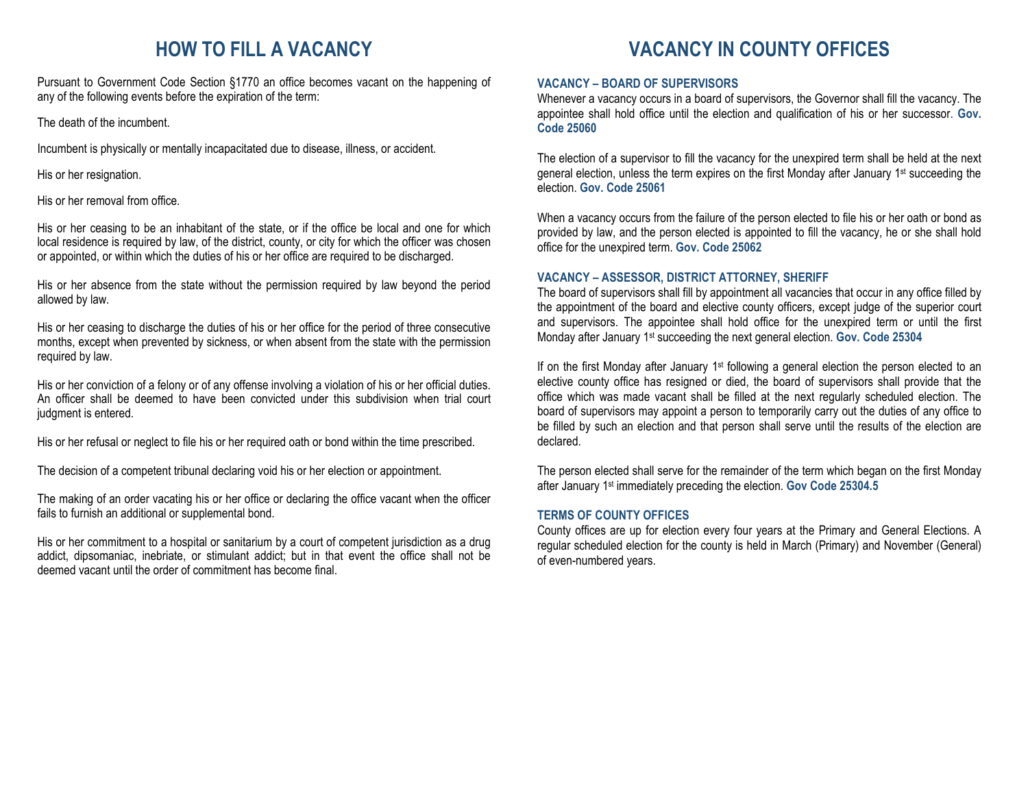# HOW TO FILL A VACANCY

Pursuant to Government Code Section §1770 an office becomes vacant on the happening of any of the following events before the expiration of the term:

The death of the incumbent.

Incumbent is physically or mentally incapacitated due to disease, illness, or accident.

His or her resignation.

His or her removal from office.

His or her ceasing to be an inhabitant of the state, or if the office be local and one for which local residence is required by law, of the district, county, or city for which the officer was chosen or appointed, or within which the duties of his or her office are required to be discharged.

His or her absence from the state without the permission required by law beyond the period allowed by law.

His or her ceasing to discharge the duties of his or her office for the period of three consecutive months, except when prevented by sickness, or when absent from the state with the permission required by law.

His or her conviction of a felony or of any offense involving a violation of his or her official duties. An officer shall be deemed to have been convicted under this subdivision when trial court judgment is entered.

His or her refusal or neglect to file his or her required oath or bond within the time prescribed.

The decision of a competent tribunal declaring void his or her election or appointment.

The making of an order vacating his or her office or declaring the office vacant when the officer fails to furnish an additional or supplemental bond.

His or her commitment to a hospital or sanitarium by a court of competent jurisdiction as a drug addict, dipsomaniac, inebriate, or stimulant addict; but in that event the office shall not be deemed vacant until the order of commitment has become final.

# VACANCY IN COUNTY OFFICES

### VACANCY – BOARD OF SUPERVISORS

Whenever a vacancy occurs in a board of supervisors, the Governor shall fill the vacancy. The appointee shall hold office until the election and qualification of his or her successor. **Gov. Code 25060**

The election of a supervisor to fill the vacancy for the unexpired term shall be held at the next general election, unless the term expires on the first Monday after January 1st succeeding the election. **Gov. Code 25061**

When a vacancy occurs from the failure of the person elected to file his or her oath or bond as provided by law, and the person elected is appointed to fill the vacancy, he or she shall hold office for the unexpired term. **Gov. Code 25062**

### VACANCY – ASSESSOR, DISTRICT ATTORNEY, SHERIFF

The board of supervisors shall fill by appointment all vacancies that occur in any office filled by the appointment of the board and elective county officers, except judge of the superior court and supervisors. The appointee shall hold office for the unexpired term or until the first Monday after January 1st succeeding the next general election. **Gov. Code 25304**

If on the first Monday after January 1st following a general election the person elected to an elective county office has resigned or died, the board of supervisors shall provide that the office which was made vacant shall be filled at the next regularly scheduled election. The board of supervisors may appoint a person to temporarily carry out the duties of any office to be filled by such an election and that person shall serve until the results of the election are declared.

The person elected shall serve for the remainder of the term which began on the first Monday after January 1st immediately preceding the election. **Gov Code 25304.5**

### TERMS OF COUNTY OFFICES

County offices are up for election every four years at the Primary and General Elections. A regular scheduled election for the county is held in March (Primary) and November (General) of even-numbered years.